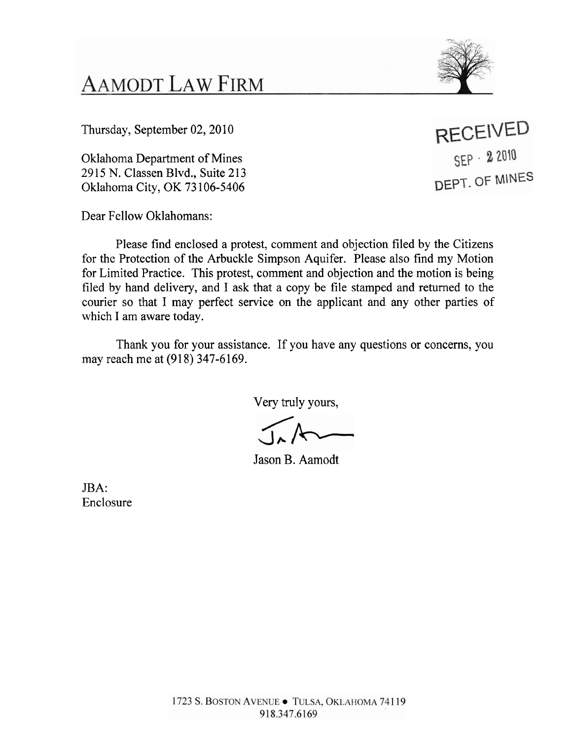# AAMODT LAW FIRM

Thursday, September 02, 2010

RECEIVED
SEP · 2 2010
DEPT. OF MINES

Oklahoma Department of Mines
2915 N. Classen Blvd., Suite 213
Oklahoma City, OK 73106-5406

Dear Fellow Oklahomans:

Please find enclosed a protest, comment and objection filed by the Citizens for the Protection of the Arbuckle Simpson Aquifer. Please also find my Motion for Limited Practice. This protest, comment and objection and the motion is being filed by hand delivery, and I ask that a copy be file stamped and returned to the courier so that I may perfect service on the applicant and any other parties of which I am aware today.

Thank you for your assistance. If you have any questions or concerns, you may reach me at (918) 347-6169.

Very truly yours,

Jason B. Aamodt

JBA:
Enclosure

1723 S. BOSTON AVENUE • TULSA, OKLAHOMA 74119
918.347.6169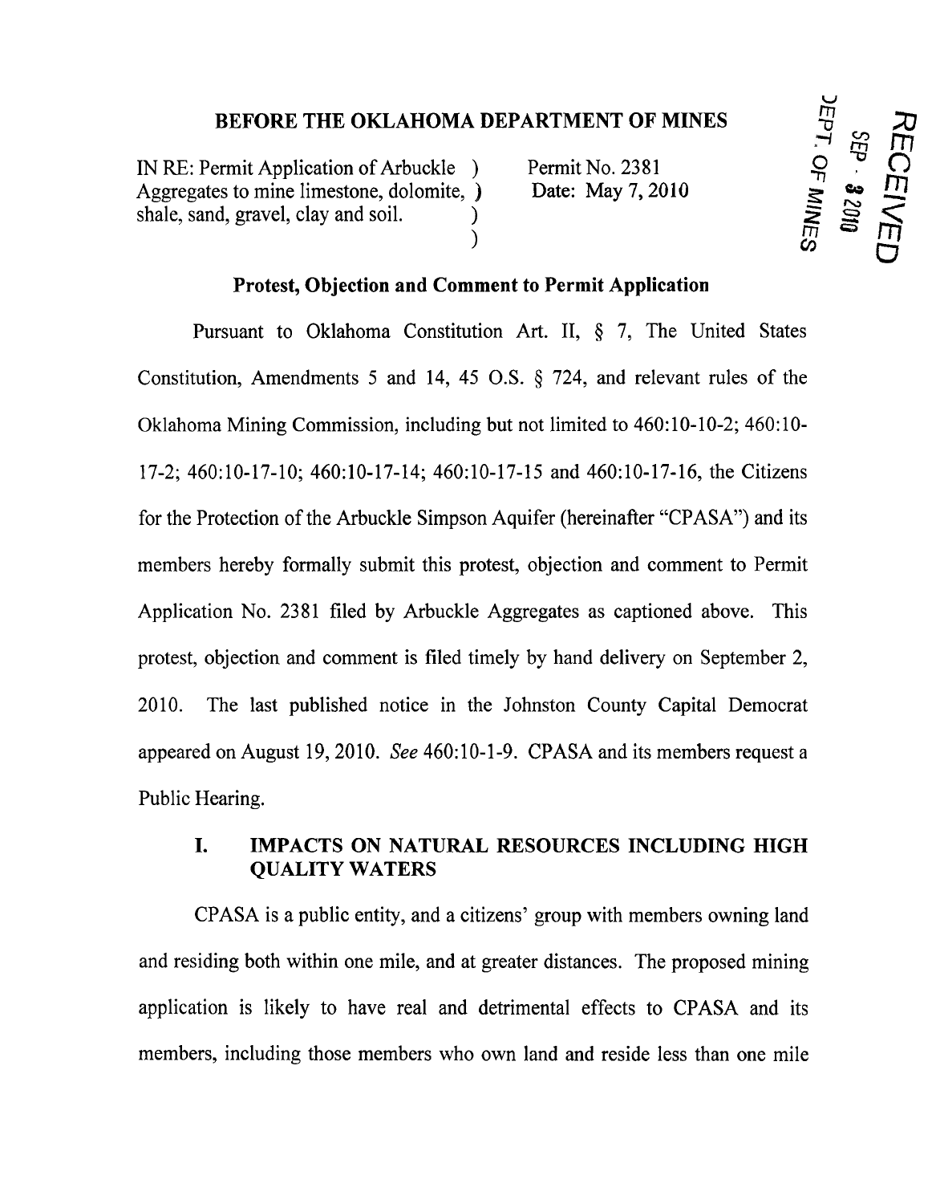## BEFORE THE OKLAHOMA DEPARTMENT OF MINES

IN RE: Permit Application of Arbuckle Aggregates to mine limestone, dolomite, shale, sand, gravel, clay and soil.

Permit No. 2381
Date: May 7, 2010

RECEIVED
SEP - 2 2010
DEPT. OF MINES

### Protest, Objection and Comment to Permit Application

Pursuant to Oklahoma Constitution Art. II, § 7, The United States Constitution, Amendments 5 and 14, 45 O.S. § 724, and relevant rules of the Oklahoma Mining Commission, including but not limited to 460:10-10-2; 460:10-17-2; 460:10-17-10; 460:10-17-14; 460:10-17-15 and 460:10-17-16, the Citizens for the Protection of the Arbuckle Simpson Aquifer (hereinafter "CPASA") and its members hereby formally submit this protest, objection and comment to Permit Application No. 2381 filed by Arbuckle Aggregates as captioned above. This protest, objection and comment is filed timely by hand delivery on September 2, 2010. The last published notice in the Johnston County Capital Democrat appeared on August 19, 2010. *See* 460:10-1-9. CPASA and its members request a Public Hearing.

### I. IMPACTS ON NATURAL RESOURCES INCLUDING HIGH QUALITY WATERS

CPASA is a public entity, and a citizens' group with members owning land and residing both within one mile, and at greater distances. The proposed mining application is likely to have real and detrimental effects to CPASA and its members, including those members who own land and reside less than one mile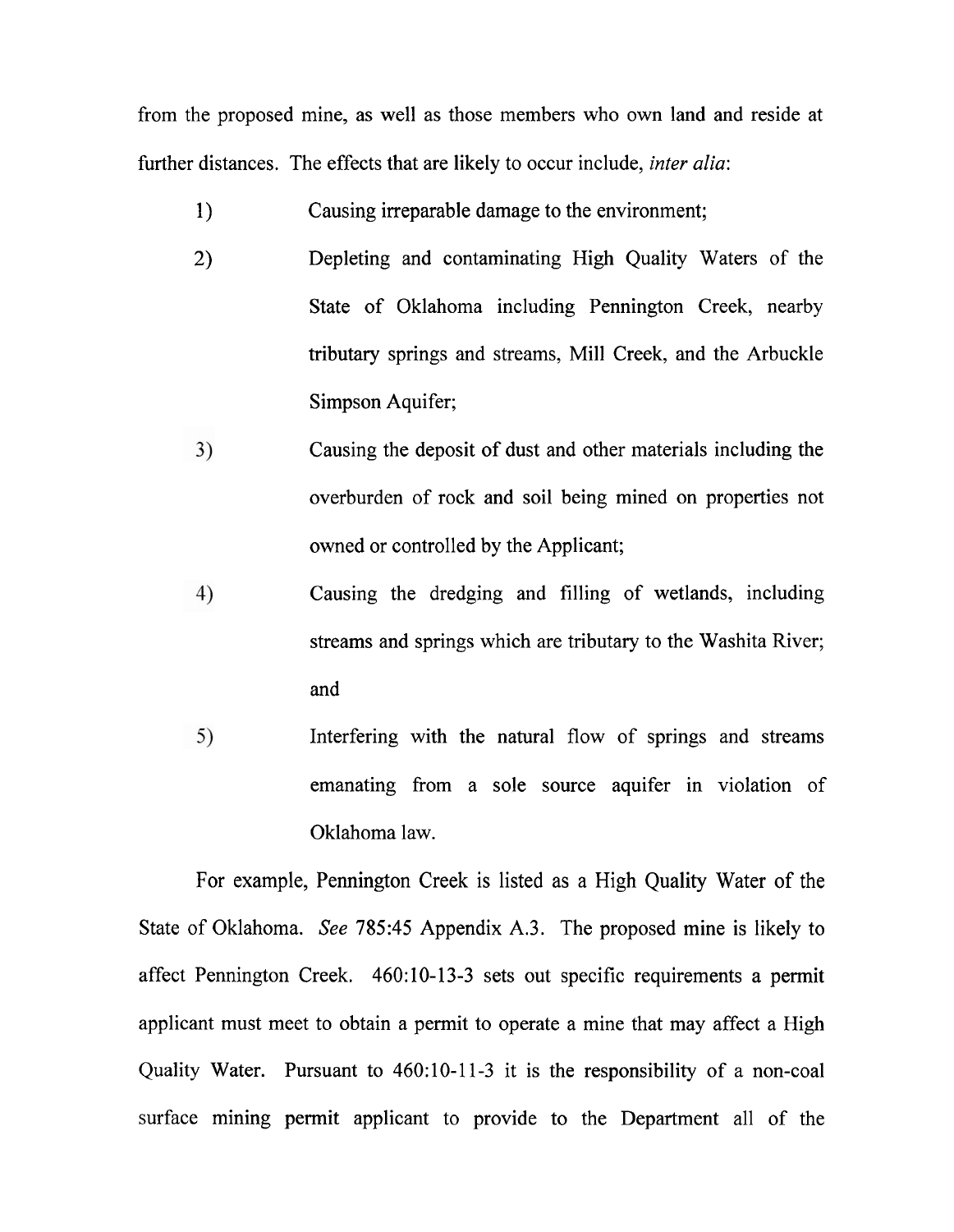from the proposed mine, as well as those members who own land and reside at further distances. The effects that are likely to occur include, *inter alia*:

1) Causing irreparable damage to the environment;

2) Depleting and contaminating High Quality Waters of the State of Oklahoma including Pennington Creek, nearby tributary springs and streams, Mill Creek, and the Arbuckle Simpson Aquifer;

3) Causing the deposit of dust and other materials including the overburden of rock and soil being mined on properties not owned or controlled by the Applicant;

4) Causing the dredging and filling of wetlands, including streams and springs which are tributary to the Washita River; and

5) Interfering with the natural flow of springs and streams emanating from a sole source aquifer in violation of Oklahoma law.

For example, Pennington Creek is listed as a High Quality Water of the State of Oklahoma. *See* 785:45 Appendix A.3. The proposed mine is likely to affect Pennington Creek. 460:10-13-3 sets out specific requirements a permit applicant must meet to obtain a permit to operate a mine that may affect a High Quality Water. Pursuant to 460:10-11-3 it is the responsibility of a non-coal surface mining permit applicant to provide to the Department all of the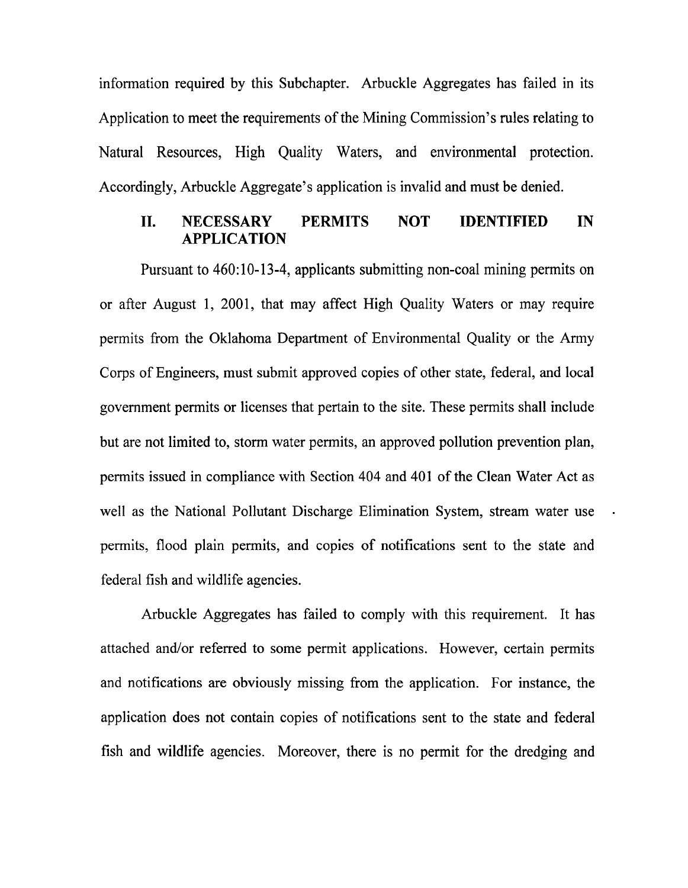information required by this Subchapter. Arbuckle Aggregates has failed in its Application to meet the requirements of the Mining Commission's rules relating to Natural Resources, High Quality Waters, and environmental protection. Accordingly, Arbuckle Aggregate's application is invalid and must be denied.

## II. NECESSARY PERMITS NOT IDENTIFIED IN APPLICATION

Pursuant to 460:10-13-4, applicants submitting non-coal mining permits on or after August 1, 2001, that may affect High Quality Waters or may require permits from the Oklahoma Department of Environmental Quality or the Army Corps of Engineers, must submit approved copies of other state, federal, and local government permits or licenses that pertain to the site. These permits shall include but are not limited to, storm water permits, an approved pollution prevention plan, permits issued in compliance with Section 404 and 401 of the Clean Water Act as well as the National Pollutant Discharge Elimination System, stream water use permits, flood plain permits, and copies of notifications sent to the state and federal fish and wildlife agencies.

Arbuckle Aggregates has failed to comply with this requirement. It has attached and/or referred to some permit applications. However, certain permits and notifications are obviously missing from the application. For instance, the application does not contain copies of notifications sent to the state and federal fish and wildlife agencies. Moreover, there is no permit for the dredging and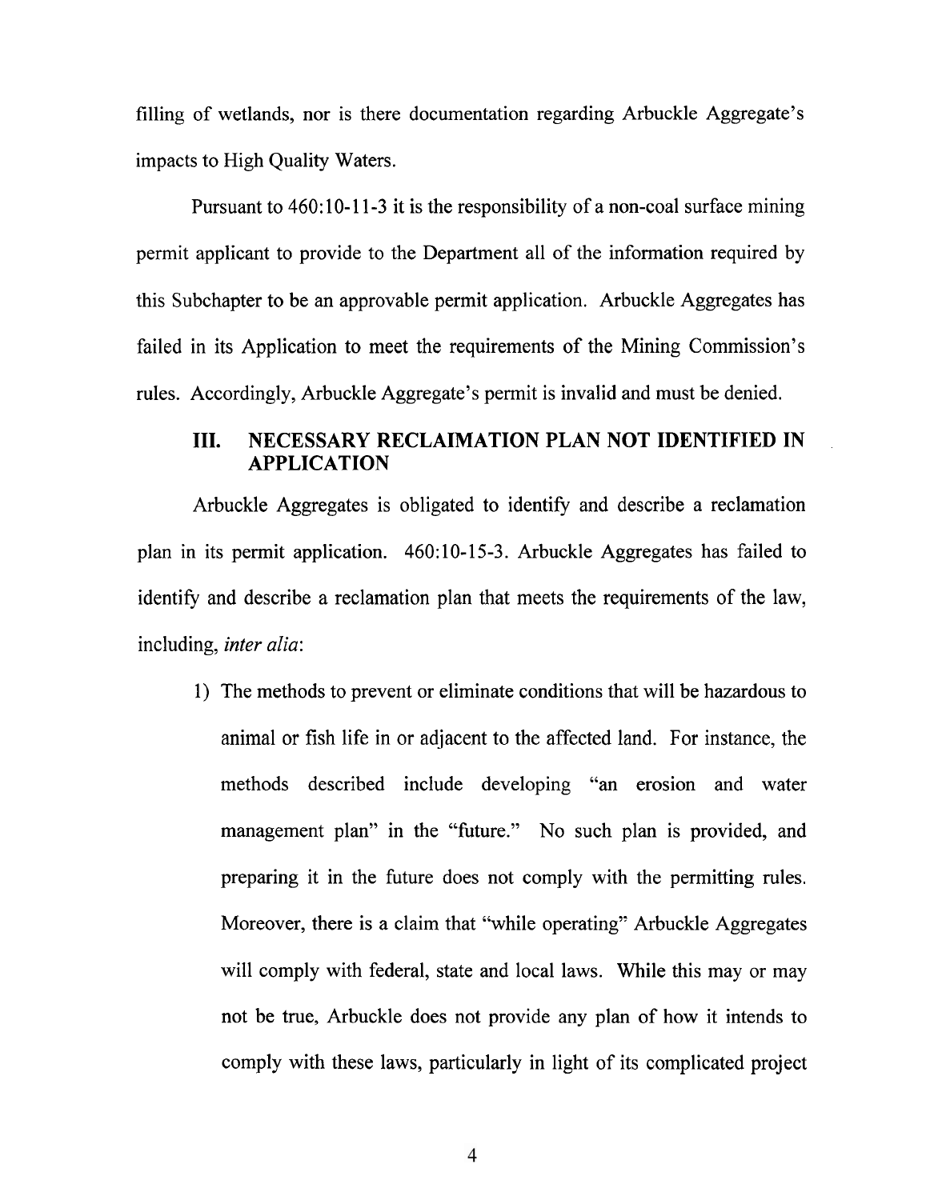filling of wetlands, nor is there documentation regarding Arbuckle Aggregate's impacts to High Quality Waters.

Pursuant to 460:10-11-3 it is the responsibility of a non-coal surface mining permit applicant to provide to the Department all of the information required by this Subchapter to be an approvable permit application. Arbuckle Aggregates has failed in its Application to meet the requirements of the Mining Commission's rules. Accordingly, Arbuckle Aggregate's permit is invalid and must be denied.

## III. NECESSARY RECLAMATION PLAN NOT IDENTIFIED IN APPLICATION

Arbuckle Aggregates is obligated to identify and describe a reclamation plan in its permit application. 460:10-15-3. Arbuckle Aggregates has failed to identify and describe a reclamation plan that meets the requirements of the law, including, *inter alia*:

1) The methods to prevent or eliminate conditions that will be hazardous to animal or fish life in or adjacent to the affected land. For instance, the methods described include developing "an erosion and water management plan" in the "future." No such plan is provided, and preparing it in the future does not comply with the permitting rules. Moreover, there is a claim that "while operating" Arbuckle Aggregates will comply with federal, state and local laws. While this may or may not be true, Arbuckle does not provide any plan of how it intends to comply with these laws, particularly in light of its complicated project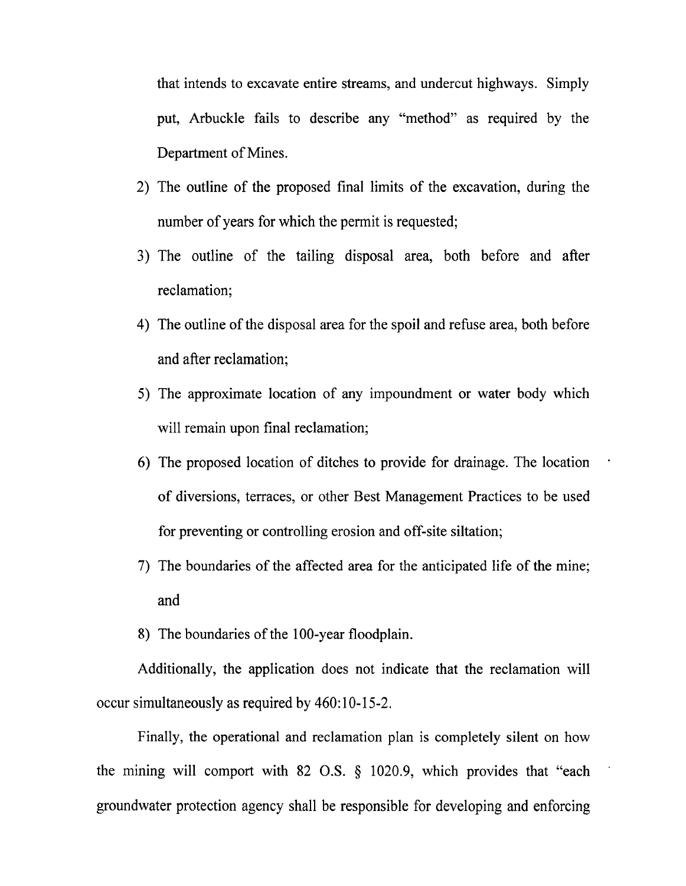that intends to excavate entire streams, and undercut highways. Simply put, Arbuckle fails to describe any "method" as required by the Department of Mines.

2) The outline of the proposed final limits of the excavation, during the number of years for which the permit is requested;
3) The outline of the tailing disposal area, both before and after reclamation;
4) The outline of the disposal area for the spoil and refuse area, both before and after reclamation;
5) The approximate location of any impoundment or water body which will remain upon final reclamation;
6) The proposed location of ditches to provide for drainage. The location of diversions, terraces, or other Best Management Practices to be used for preventing or controlling erosion and off-site siltation;
7) The boundaries of the affected area for the anticipated life of the mine; and
8) The boundaries of the 100-year floodplain.

Additionally, the application does not indicate that the reclamation will occur simultaneously as required by 460:10-15-2.

Finally, the operational and reclamation plan is completely silent on how the mining will comport with 82 O.S. § 1020.9, which provides that "each groundwater protection agency shall be responsible for developing and enforcing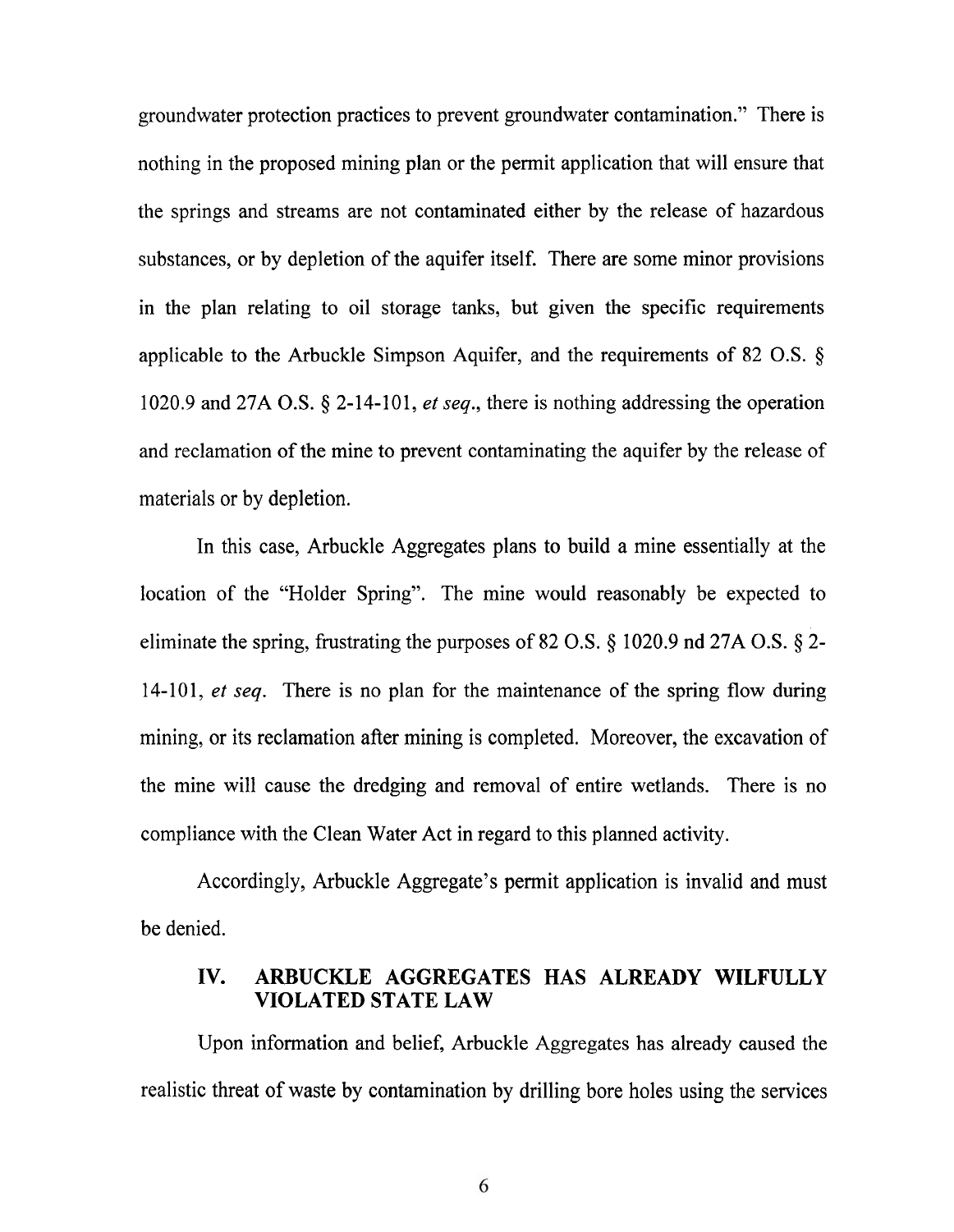groundwater protection practices to prevent groundwater contamination." There is nothing in the proposed mining plan or the permit application that will ensure that the springs and streams are not contaminated either by the release of hazardous substances, or by depletion of the aquifer itself. There are some minor provisions in the plan relating to oil storage tanks, but given the specific requirements applicable to the Arbuckle Simpson Aquifer, and the requirements of 82 O.S. § 1020.9 and 27A O.S. § 2-14-101, *et seq*., there is nothing addressing the operation and reclamation of the mine to prevent contaminating the aquifer by the release of materials or by depletion.

In this case, Arbuckle Aggregates plans to build a mine essentially at the location of the "Holder Spring". The mine would reasonably be expected to eliminate the spring, frustrating the purposes of 82 O.S. § 1020.9 nd 27A O.S. § 2-14-101, *et seq*. There is no plan for the maintenance of the spring flow during mining, or its reclamation after mining is completed. Moreover, the excavation of the mine will cause the dredging and removal of entire wetlands. There is no compliance with the Clean Water Act in regard to this planned activity.

Accordingly, Arbuckle Aggregate's permit application is invalid and must be denied.

## IV. ARBUCKLE AGGREGATES HAS ALREADY WILFULLY VIOLATED STATE LAW

Upon information and belief, Arbuckle Aggregates has already caused the realistic threat of waste by contamination by drilling bore holes using the services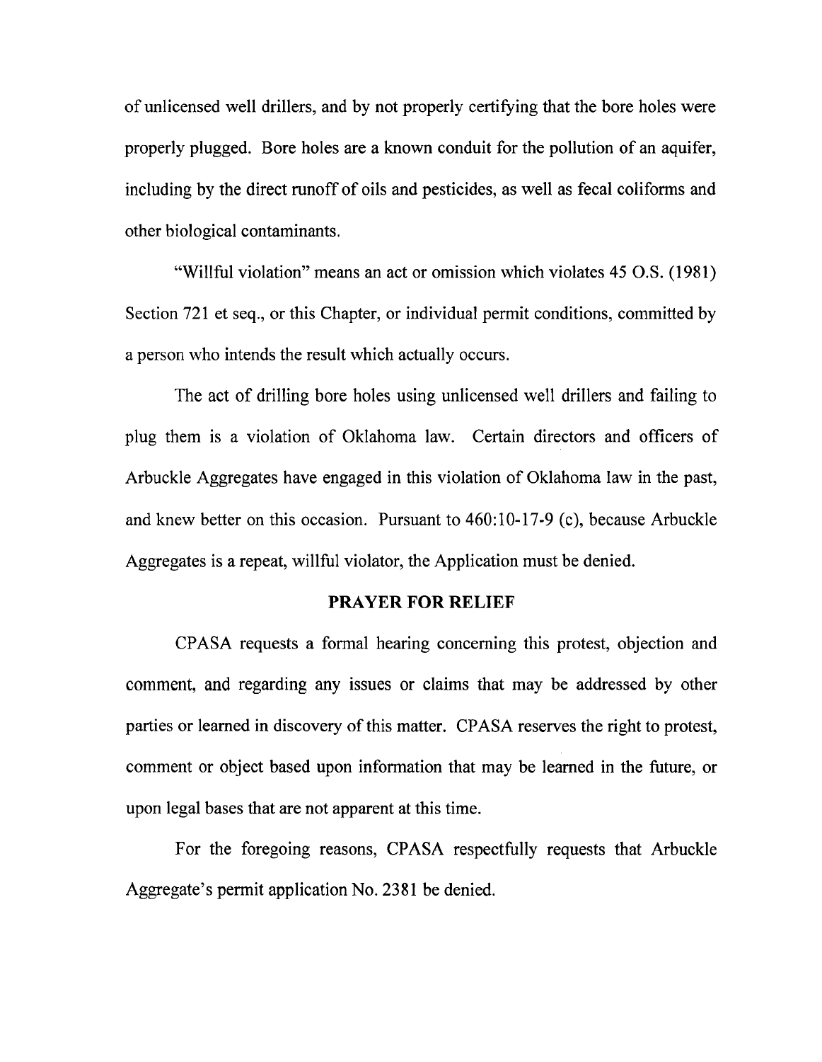of unlicensed well drillers, and by not properly certifying that the bore holes were properly plugged. Bore holes are a known conduit for the pollution of an aquifer, including by the direct runoff of oils and pesticides, as well as fecal coliforms and other biological contaminants.

"Willful violation" means an act or omission which violates 45 O.S. (1981) Section 721 et seq., or this Chapter, or individual permit conditions, committed by a person who intends the result which actually occurs.

The act of drilling bore holes using unlicensed well drillers and failing to plug them is a violation of Oklahoma law. Certain directors and officers of Arbuckle Aggregates have engaged in this violation of Oklahoma law in the past, and knew better on this occasion. Pursuant to 460:10-17-9 (c), because Arbuckle Aggregates is a repeat, willful violator, the Application must be denied.

## PRAYER FOR RELIEF

CPASA requests a formal hearing concerning this protest, objection and comment, and regarding any issues or claims that may be addressed by other parties or learned in discovery of this matter. CPASA reserves the right to protest, comment or object based upon information that may be learned in the future, or upon legal bases that are not apparent at this time.

For the foregoing reasons, CPASA respectfully requests that Arbuckle Aggregate's permit application No. 2381 be denied.